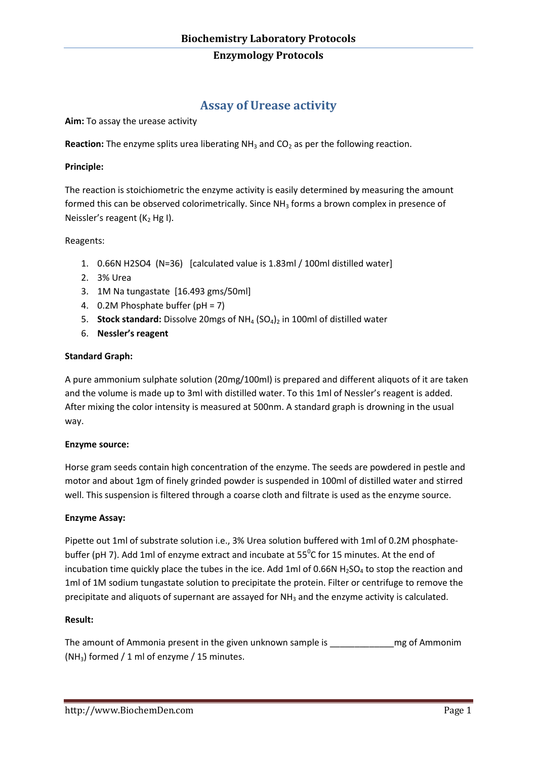# Assay of Urease activity

**Aim:** To assay the urease activity

**Reaction:** The enzyme splits urea liberating $NH_3$ and $CO_2$ as per the following reaction.

**Principle:**

The reaction is stoichiometric the enzyme activity is easily determined by measuring the amount formed this can be observed colorimetrically. Since $NH_3$ forms a brown complex in presence of Neissler's reagent ($K_2$ Hg I).

Reagents:

1. 0.66N H2SO4 (N=36) [calculated value is 1.83ml / 100ml distilled water]
2. 3% Urea
3. 1M Na tungstate [16.493 gms/50ml]
4. 0.2M Phosphate buffer (pH = 7)
5. **Stock standard:** Dissolve 20mgs of $NH_4$ $(SO_4)_2$ in 100ml of distilled water
6. **Nessler's reagent**

**Standard Graph:**

A pure ammonium sulphate solution (20mg/100ml) is prepared and different aliquots of it are taken and the volume is made up to 3ml with distilled water. To this 1ml of Nessler's reagent is added. After mixing the color intensity is measured at 500nm. A standard graph is drowning in the usual way.

**Enzyme source:**

Horse gram seeds contain high concentration of the enzyme. The seeds are powdered in pestle and motor and about 1gm of finely grinded powder is suspended in 100ml of distilled water and stirred well. This suspension is filtered through a coarse cloth and filtrate is used as the enzyme source.

**Enzyme Assay:**

Pipette out 1ml of substrate solution i.e., 3% Urea solution buffered with 1ml of 0.2M phosphate-buffer (pH 7). Add 1ml of enzyme extract and incubate at $55^0$C for 15 minutes. At the end of incubation time quickly place the tubes in the ice. Add 1ml of 0.66N $H_2SO_4$ to stop the reaction and 1ml of 1M sodium tungstate solution to precipitate the protein. Filter or centrifuge to remove the precipitate and aliquots of supernant are assayed for $NH_3$ and the enzyme activity is calculated.

**Result:**

The amount of Ammonia present in the given unknown sample is _____________mg of Ammonim ($NH_3$) formed / 1 ml of enzyme / 15 minutes.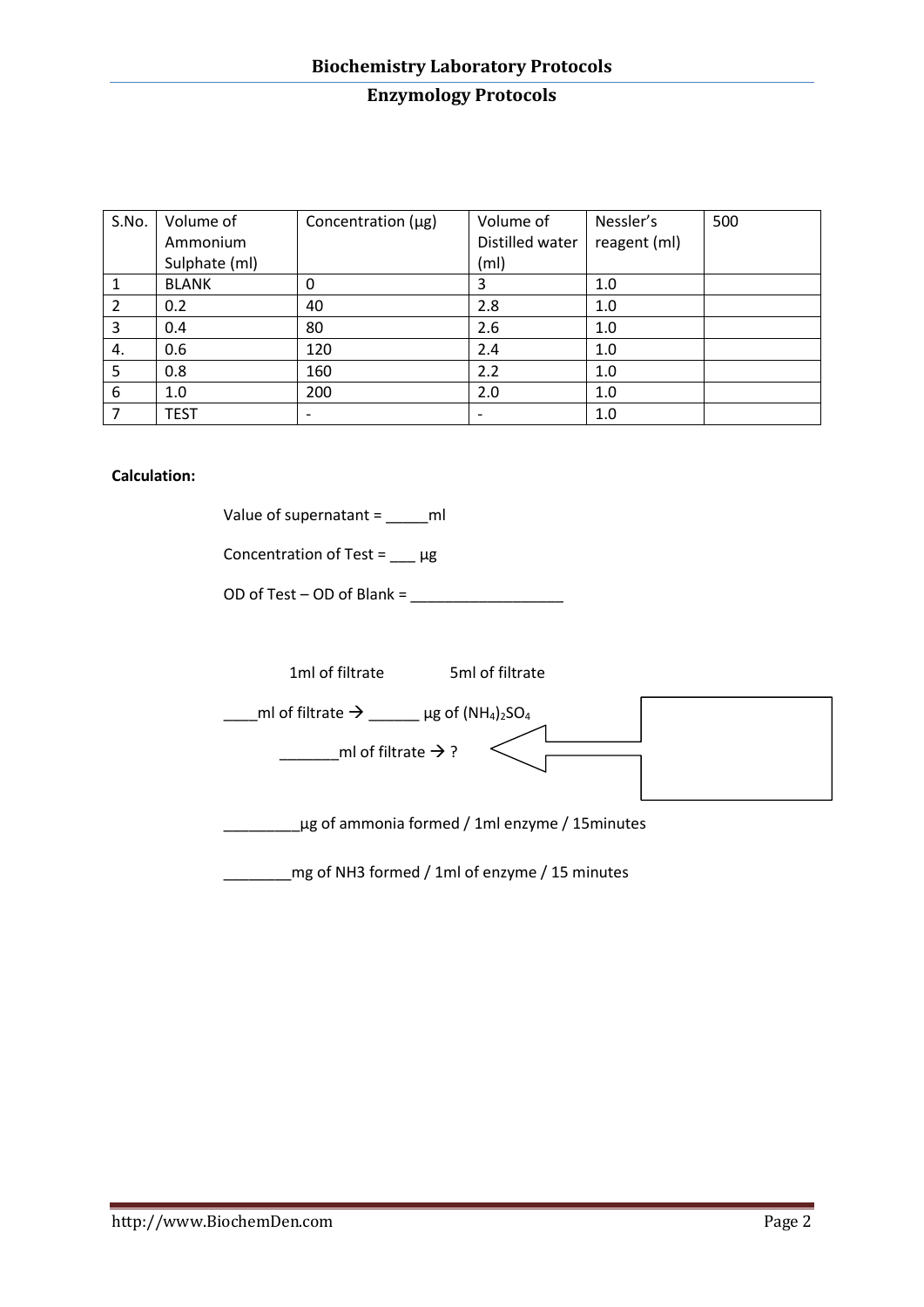| S.No. | Volume of Ammonium Sulphate (ml) | Concentration (µg) | Volume of Distilled water (ml) | Nessler's reagent (ml) | 500 |
|---|---|---|---|---|---|
| 1 | BLANK | 0 | 3 | 1.0 | |
| 2 | 0.2 | 40 | 2.8 | 1.0 | |
| 3 | 0.4 | 80 | 2.6 | 1.0 | |
| 4. | 0.6 | 120 | 2.4 | 1.0 | |
| 5 | 0.8 | 160 | 2.2 | 1.0 | |
| 6 | 1.0 | 200 | 2.0 | 1.0 | |
| 7 | TEST | - | - | 1.0 | |

**Calculation:**

Value of supernatant = _____ml

Concentration of Test = ___ µg

OD of Test – OD of Blank = __________________

1ml of filtrate 5ml of filtrate

____ml of filtrate → ______ µg of $(NH_4)_2SO_4$

_______ml of filtrate → ?

_________µg of ammonia formed / 1ml enzyme / 15minutes

________mg of NH3 formed / 1ml of enzyme / 15 minutes